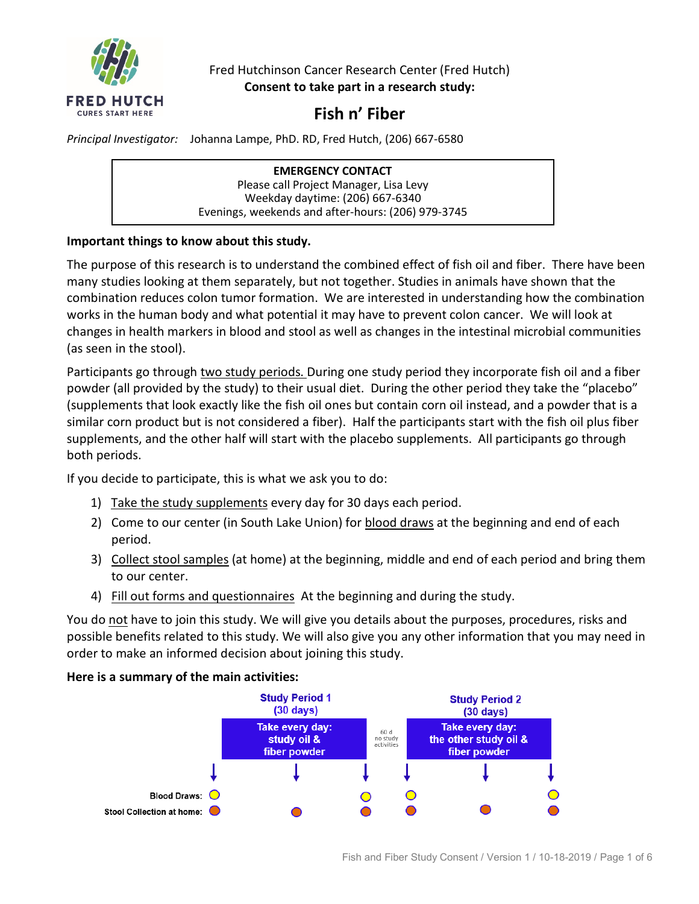Fred Hutchinson Cancer Research Center (Fred Hutch)
**Consent to take part in a research study:**

# Fish n' Fiber

*Principal Investigator:* Johanna Lampe, PhD. RD, Fred Hutch, (206) 667-6580

**EMERGENCY CONTACT**
Please call Project Manager, Lisa Levy
Weekday daytime: (206) 667-6340
Evenings, weekends and after-hours: (206) 979-3745

**Important things to know about this study.**

The purpose of this research is to understand the combined effect of fish oil and fiber. There have been many studies looking at them separately, but not together. Studies in animals have shown that the combination reduces colon tumor formation. We are interested in understanding how the combination works in the human body and what potential it may have to prevent colon cancer. We will look at changes in health markers in blood and stool as well as changes in the intestinal microbial communities (as seen in the stool).

Participants go through two study periods. During one study period they incorporate fish oil and a fiber powder (all provided by the study) to their usual diet. During the other period they take the "placebo" (supplements that look exactly like the fish oil ones but contain corn oil instead, and a powder that is a similar corn product but is not considered a fiber). Half the participants start with the fish oil plus fiber supplements, and the other half will start with the placebo supplements. All participants go through both periods.

If you decide to participate, this is what we ask you to do:

1) Take the study supplements every day for 30 days each period.
2) Come to our center (in South Lake Union) for blood draws at the beginning and end of each period.
3) Collect stool samples (at home) at the beginning, middle and end of each period and bring them to our center.
4) Fill out forms and questionnaires At the beginning and during the study.

You do not have to join this study. We will give you details about the purposes, procedures, risks and possible benefits related to this study. We will also give you any other information that you may need in order to make an informed decision about joining this study.

**Here is a summary of the main activities:**

| | Study Period 1 (30 days) | | | | Study Period 2 (30 days) | | |
|---|---|---|---|---|---|---|---|
| | Start | Take every day: study oil & fiber powder | End | 60 d no study activities | Start | Take every day: the other study oil & fiber powder | End |
| Blood Draws: | ● | | ● | | ● | | ● |
| Stool Collection at home: | ● | ● | ● | | ● | ● | ● |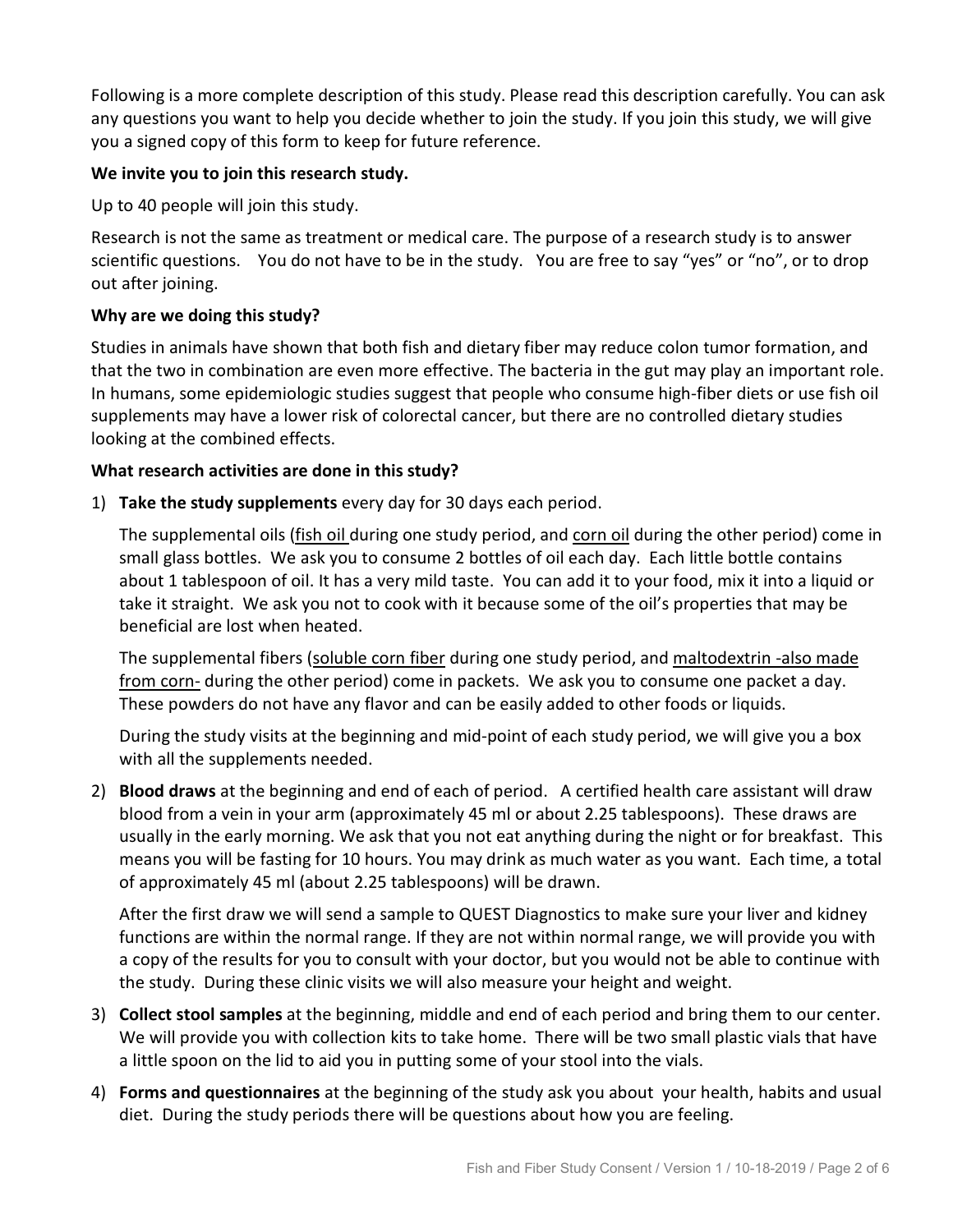Following is a more complete description of this study. Please read this description carefully. You can ask any questions you want to help you decide whether to join the study. If you join this study, we will give you a signed copy of this form to keep for future reference.

**We invite you to join this research study.**

Up to 40 people will join this study.

Research is not the same as treatment or medical care. The purpose of a research study is to answer scientific questions. You do not have to be in the study. You are free to say "yes" or "no", or to drop out after joining.

**Why are we doing this study?**

Studies in animals have shown that both fish and dietary fiber may reduce colon tumor formation, and that the two in combination are even more effective. The bacteria in the gut may play an important role. In humans, some epidemiologic studies suggest that people who consume high-fiber diets or use fish oil supplements may have a lower risk of colorectal cancer, but there are no controlled dietary studies looking at the combined effects.

**What research activities are done in this study?**

1) **Take the study supplements** every day for 30 days each period.

   The supplemental oils (fish oil during one study period, and corn oil during the other period) come in small glass bottles. We ask you to consume 2 bottles of oil each day. Each little bottle contains about 1 tablespoon of oil. It has a very mild taste. You can add it to your food, mix it into a liquid or take it straight. We ask you not to cook with it because some of the oil's properties that may be beneficial are lost when heated.

   The supplemental fibers (soluble corn fiber during one study period, and maltodextrin -also made from corn- during the other period) come in packets. We ask you to consume one packet a day. These powders do not have any flavor and can be easily added to other foods or liquids.

   During the study visits at the beginning and mid-point of each study period, we will give you a box with all the supplements needed.

2) **Blood draws** at the beginning and end of each of period. A certified health care assistant will draw blood from a vein in your arm (approximately 45 ml or about 2.25 tablespoons). These draws are usually in the early morning. We ask that you not eat anything during the night or for breakfast. This means you will be fasting for 10 hours. You may drink as much water as you want. Each time, a total of approximately 45 ml (about 2.25 tablespoons) will be drawn.

   After the first draw we will send a sample to QUEST Diagnostics to make sure your liver and kidney functions are within the normal range. If they are not within normal range, we will provide you with a copy of the results for you to consult with your doctor, but you would not be able to continue with the study. During these clinic visits we will also measure your height and weight.

3) **Collect stool samples** at the beginning, middle and end of each period and bring them to our center. We will provide you with collection kits to take home. There will be two small plastic vials that have a little spoon on the lid to aid you in putting some of your stool into the vials.

4) **Forms and questionnaires** at the beginning of the study ask you about your health, habits and usual diet. During the study periods there will be questions about how you are feeling.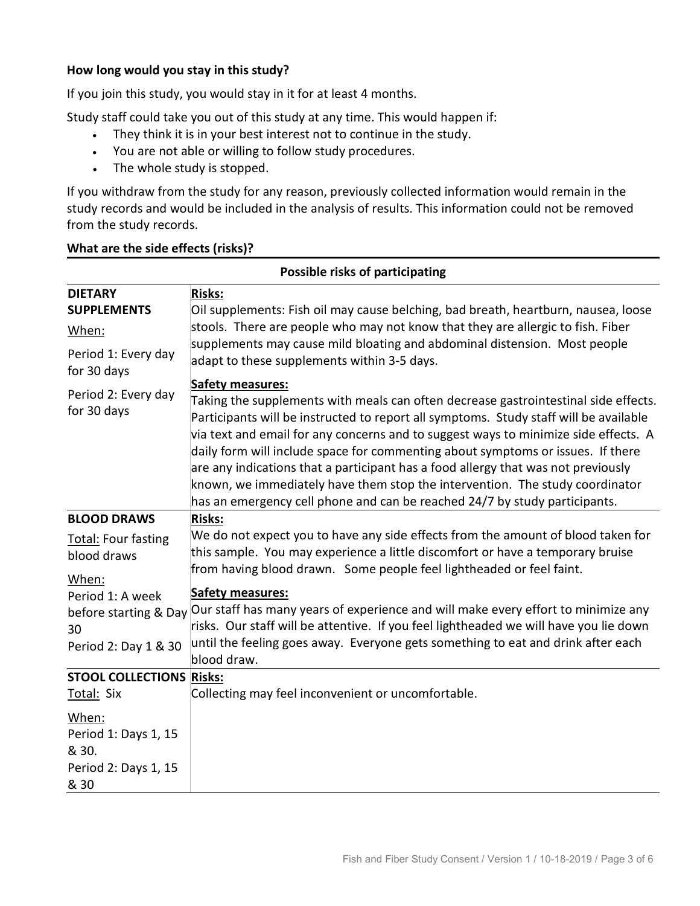**How long would you stay in this study?**

If you join this study, you would stay in it for at least 4 months.

Study staff could take you out of this study at any time. This would happen if:

- They think it is in your best interest not to continue in the study.
- You are not able or willing to follow study procedures.
- The whole study is stopped.

If you withdraw from the study for any reason, previously collected information would remain in the study records and would be included in the analysis of results. This information could not be removed from the study records.

**What are the side effects (risks)?**

| Possible risks of participating | |
|---|---|
| **DIETARY SUPPLEMENTS**<br><br>When:<br><br>Period 1: Every day for 30 days<br><br>Period 2: Every day for 30 days | **Risks:**<br>Oil supplements: Fish oil may cause belching, bad breath, heartburn, nausea, loose stools. There are people who may not know that they are allergic to fish. Fiber supplements may cause mild bloating and abdominal distension. Most people adapt to these supplements within 3-5 days.<br><br>**Safety measures:**<br>Taking the supplements with meals can often decrease gastrointestinal side effects. Participants will be instructed to report all symptoms. Study staff will be available via text and email for any concerns and to suggest ways to minimize side effects. A daily form will include space for commenting about symptoms or issues. If there are any indications that a participant has a food allergy that was not previously known, we immediately have them stop the intervention. The study coordinator has an emergency cell phone and can be reached 24/7 by study participants. |
| **BLOOD DRAWS**<br><br>Total: Four fasting blood draws<br><br>When:<br>Period 1: A week before starting & Day 30<br>Period 2: Day 1 & 30 | **Risks:**<br>We do not expect you to have any side effects from the amount of blood taken for this sample. You may experience a little discomfort or have a temporary bruise from having blood drawn. Some people feel lightheaded or feel faint.<br><br>**Safety measures:**<br>Our staff has many years of experience and will make every effort to minimize any risks. Our staff will be attentive. If you feel lightheaded we will have you lie down until the feeling goes away. Everyone gets something to eat and drink after each blood draw. |
| **STOOL COLLECTIONS**<br>Total: Six<br><br>When:<br>Period 1: Days 1, 15 & 30.<br>Period 2: Days 1, 15 & 30 | **Risks:**<br>Collecting may feel inconvenient or uncomfortable. |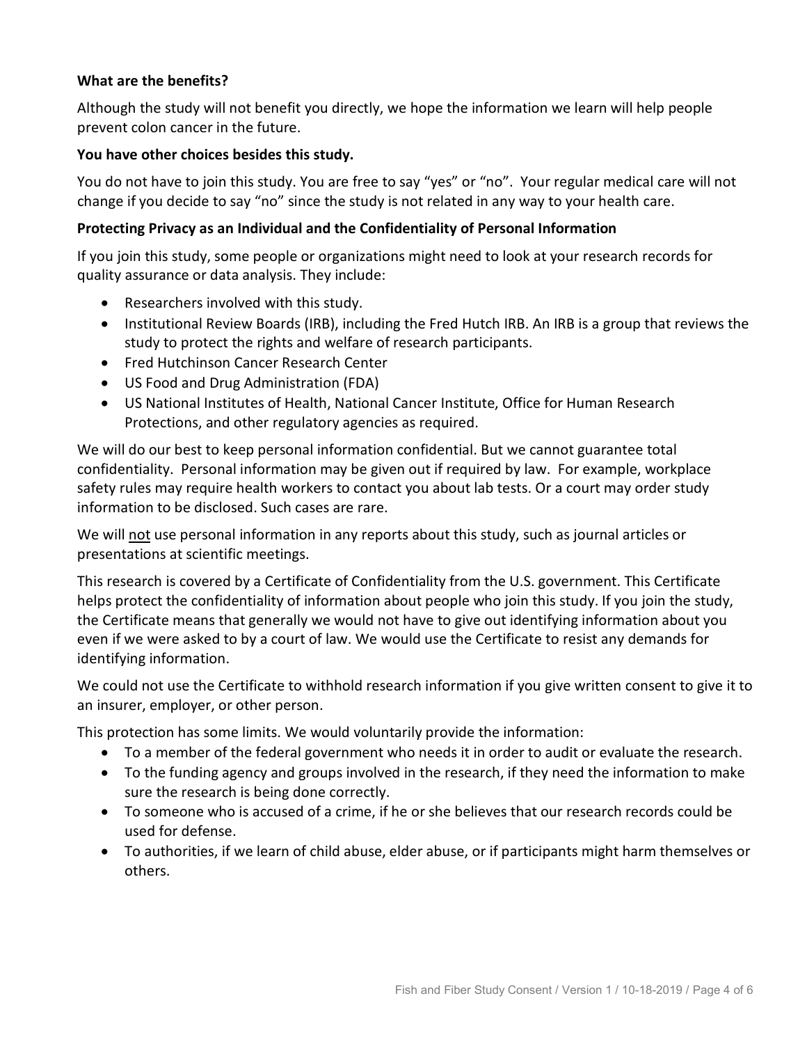**What are the benefits?**

Although the study will not benefit you directly, we hope the information we learn will help people prevent colon cancer in the future.

**You have other choices besides this study.**

You do not have to join this study. You are free to say "yes" or "no". Your regular medical care will not change if you decide to say "no" since the study is not related in any way to your health care.

**Protecting Privacy as an Individual and the Confidentiality of Personal Information**

If you join this study, some people or organizations might need to look at your research records for quality assurance or data analysis. They include:

- Researchers involved with this study.
- Institutional Review Boards (IRB), including the Fred Hutch IRB. An IRB is a group that reviews the study to protect the rights and welfare of research participants.
- Fred Hutchinson Cancer Research Center
- US Food and Drug Administration (FDA)
- US National Institutes of Health, National Cancer Institute, Office for Human Research Protections, and other regulatory agencies as required.

We will do our best to keep personal information confidential. But we cannot guarantee total confidentiality. Personal information may be given out if required by law. For example, workplace safety rules may require health workers to contact you about lab tests. Or a court may order study information to be disclosed. Such cases are rare.

We will <u>not</u> use personal information in any reports about this study, such as journal articles or presentations at scientific meetings.

This research is covered by a Certificate of Confidentiality from the U.S. government. This Certificate helps protect the confidentiality of information about people who join this study. If you join the study, the Certificate means that generally we would not have to give out identifying information about you even if we were asked to by a court of law. We would use the Certificate to resist any demands for identifying information.

We could not use the Certificate to withhold research information if you give written consent to give it to an insurer, employer, or other person.

This protection has some limits. We would voluntarily provide the information:

- To a member of the federal government who needs it in order to audit or evaluate the research.
- To the funding agency and groups involved in the research, if they need the information to make sure the research is being done correctly.
- To someone who is accused of a crime, if he or she believes that our research records could be used for defense.
- To authorities, if we learn of child abuse, elder abuse, or if participants might harm themselves or others.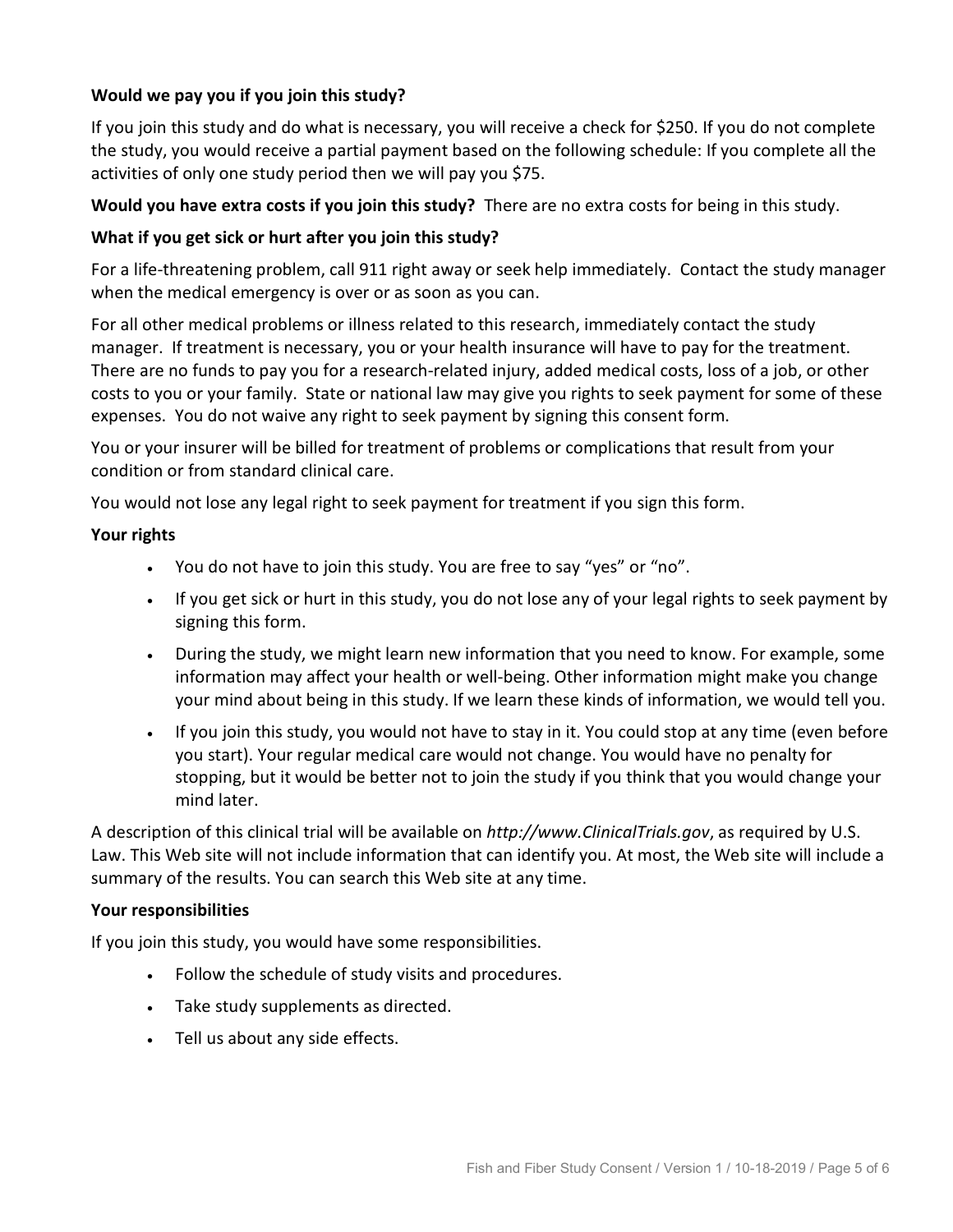**Would we pay you if you join this study?**

If you join this study and do what is necessary, you will receive a check for $250. If you do not complete the study, you would receive a partial payment based on the following schedule: If you complete all the activities of only one study period then we will pay you $75.

**Would you have extra costs if you join this study?** There are no extra costs for being in this study.

**What if you get sick or hurt after you join this study?**

For a life-threatening problem, call 911 right away or seek help immediately. Contact the study manager when the medical emergency is over or as soon as you can.

For all other medical problems or illness related to this research, immediately contact the study manager. If treatment is necessary, you or your health insurance will have to pay for the treatment. There are no funds to pay you for a research-related injury, added medical costs, loss of a job, or other costs to you or your family. State or national law may give you rights to seek payment for some of these expenses. You do not waive any right to seek payment by signing this consent form.

You or your insurer will be billed for treatment of problems or complications that result from your condition or from standard clinical care.

You would not lose any legal right to seek payment for treatment if you sign this form.

**Your rights**

- You do not have to join this study. You are free to say "yes" or "no".
- If you get sick or hurt in this study, you do not lose any of your legal rights to seek payment by signing this form.
- During the study, we might learn new information that you need to know. For example, some information may affect your health or well-being. Other information might make you change your mind about being in this study. If we learn these kinds of information, we would tell you.
- If you join this study, you would not have to stay in it. You could stop at any time (even before you start). Your regular medical care would not change. You would have no penalty for stopping, but it would be better not to join the study if you think that you would change your mind later.

A description of this clinical trial will be available on *http://www.ClinicalTrials.gov*, as required by U.S. Law. This Web site will not include information that can identify you. At most, the Web site will include a summary of the results. You can search this Web site at any time.

**Your responsibilities**

If you join this study, you would have some responsibilities.

- Follow the schedule of study visits and procedures.
- Take study supplements as directed.
- Tell us about any side effects.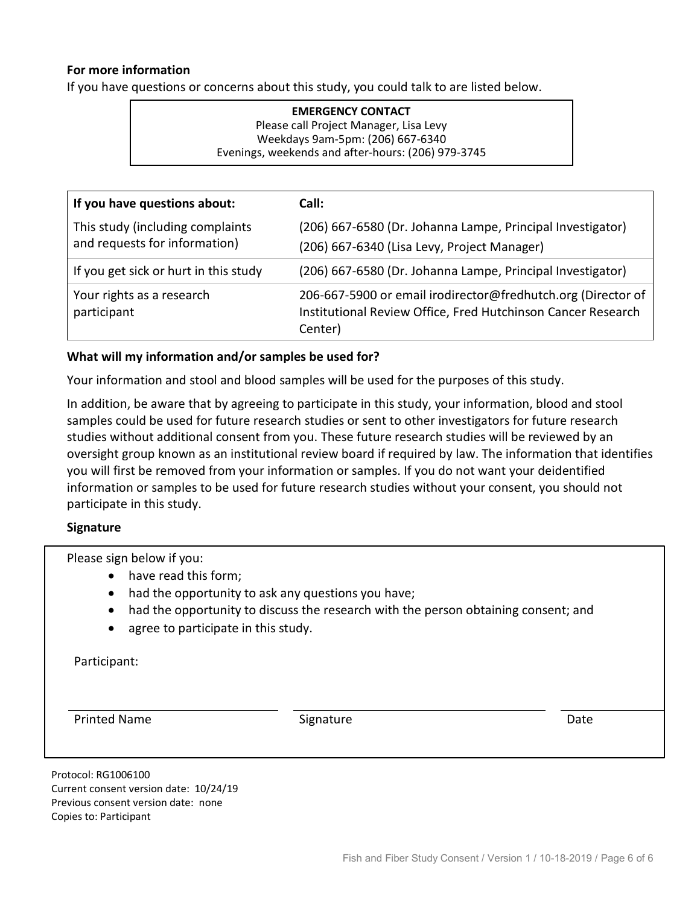**For more information**

If you have questions or concerns about this study, you could talk to are listed below.

**EMERGENCY CONTACT**
Please call Project Manager, Lisa Levy
Weekdays 9am-5pm: (206) 667-6340
Evenings, weekends and after-hours: (206) 979-3745

| If you have questions about: | Call: |
|---|---|
| This study (including complaints and requests for information) | (206) 667-6580 (Dr. Johanna Lampe, Principal Investigator)<br>(206) 667-6340 (Lisa Levy, Project Manager) |
| If you get sick or hurt in this study | (206) 667-6580 (Dr. Johanna Lampe, Principal Investigator) |
| Your rights as a research participant | 206-667-5900 or email irodirector@fredhutch.org (Director of Institutional Review Office, Fred Hutchinson Cancer Research Center) |

**What will my information and/or samples be used for?**

Your information and stool and blood samples will be used for the purposes of this study.

In addition, be aware that by agreeing to participate in this study, your information, blood and stool samples could be used for future research studies or sent to other investigators for future research studies without additional consent from you. These future research studies will be reviewed by an oversight group known as an institutional review board if required by law. The information that identifies you will first be removed from your information or samples. If you do not want your deidentified information or samples to be used for future research studies without your consent, you should not participate in this study.

**Signature**

Please sign below if you:

- have read this form;
- had the opportunity to ask any questions you have;
- had the opportunity to discuss the research with the person obtaining consent; and
- agree to participate in this study.

Participant:

| Printed Name | Signature | Date |
|---|---|---|

Protocol: RG1006100
Current consent version date: 10/24/19
Previous consent version date: none
Copies to: Participant